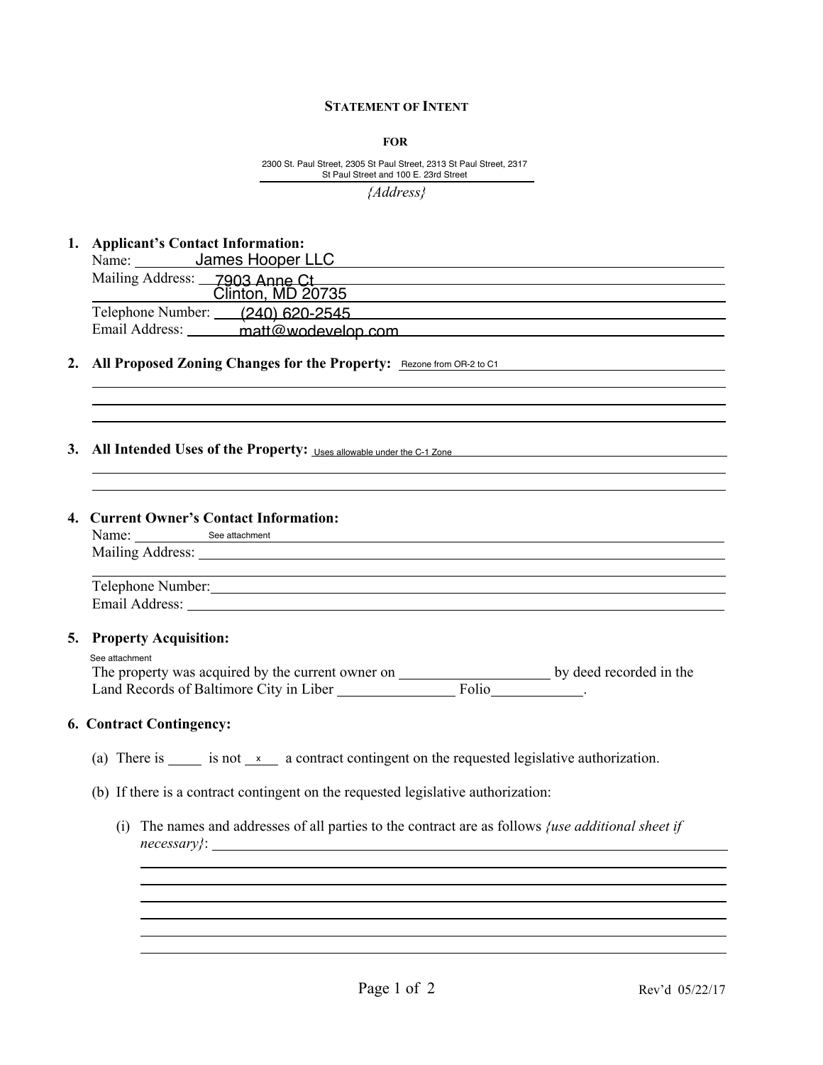# STATEMENT OF INTENT

**FOR**

2300 St. Paul Street, 2305 St Paul Street, 2313 St Paul Street, 2317 St Paul Street and 100 E. 23rd Street

*{Address}*

1. **Applicant's Contact Information:**
   Name: James Hooper LLC
   Mailing Address: 7903 Anne Ct
   Clinton, MD 20735
   Telephone Number: (240) 620-2545
   Email Address: matt@wodevelop.com

2. **All Proposed Zoning Changes for the Property:** Rezone from OR-2 to C1

3. **All Intended Uses of the Property:** Uses allowable under the C-1 Zone

4. **Current Owner's Contact Information:**
   Name: See attachment
   Mailing Address: 
   Telephone Number: 
   Email Address: 

5. **Property Acquisition:**
   See attachment
   The property was acquired by the current owner on ____________ by deed recorded in the Land Records of Baltimore City in Liber __________ Folio__________.

6. **Contract Contingency:**

   (a) There is _____ is not __x__ a contract contingent on the requested legislative authorization.

   (b) If there is a contract contingent on the requested legislative authorization:

      (i) The names and addresses of all parties to the contract are as follows *{use additional sheet if necessary}*: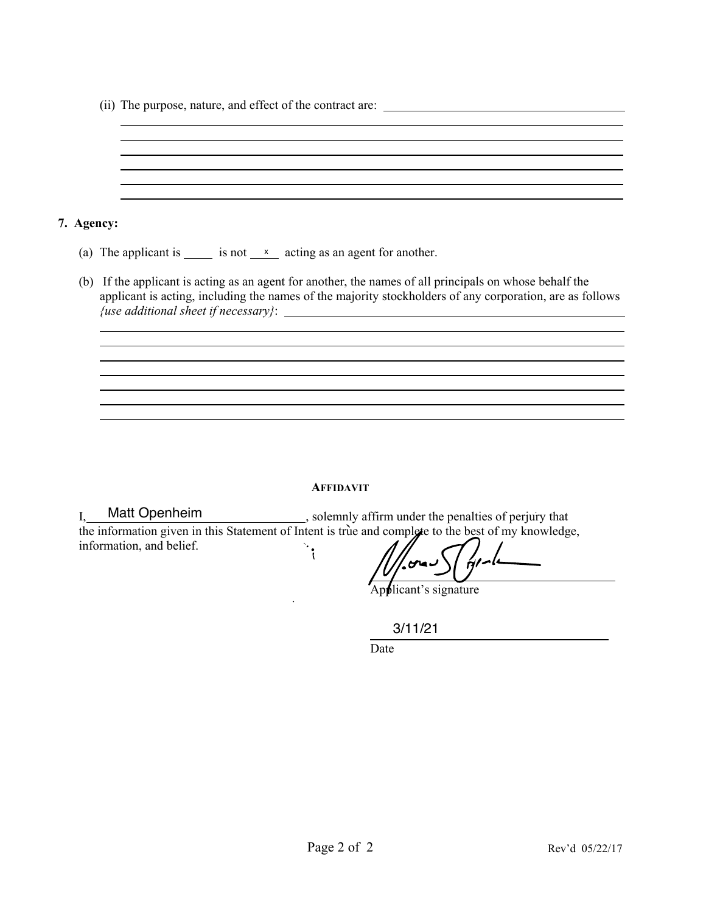(ii) The purpose, nature, and effect of the contract are: ______________________________

______________________________

______________________________

______________________________

______________________________

______________________________

______________________________

**7. Agency:**

(a) The applicant is _____ is not __x__ acting as an agent for another.

(b) If the applicant is acting as an agent for another, the names of all principals on whose behalf the applicant is acting, including the names of the majority stockholders of any corporation, are as follows *{use additional sheet if necessary}*: ______________________________

______________________________

______________________________

______________________________

______________________________

______________________________

______________________________

______________________________

**AFFIDAVIT**

I, Matt Openheim, solemnly affirm under the penalties of perjury that the information given in this Statement of Intent is true and complete to the best of my knowledge, information, and belief.

______________________________
Applicant's signature

3/11/21
______________________________
Date

Rev'd 05/22/17